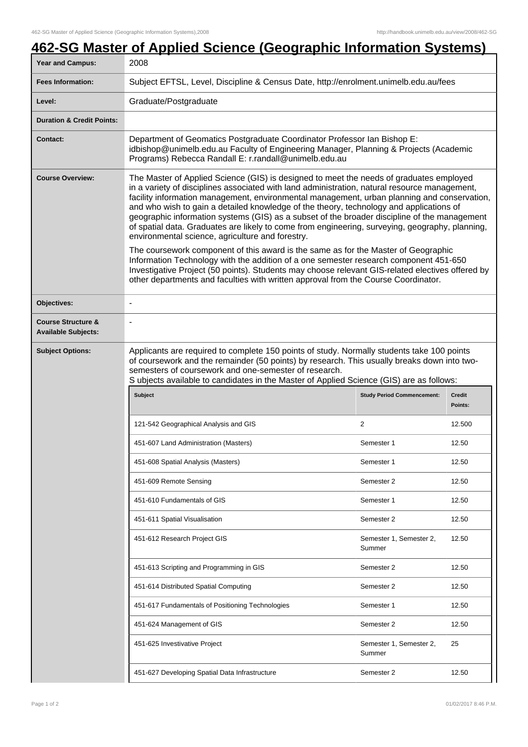# 462-SG Master of Applied Science (Geographic Information Systems)

| | |
|---|---|
| **Year and Campus:** | 2008 |
| **Fees Information:** | Subject EFTSL, Level, Discipline & Census Date, http://enrolment.unimelb.edu.au/fees |
| **Level:** | Graduate/Postgraduate |
| **Duration & Credit Points:** | |
| **Contact:** | Department of Geomatics Postgraduate Coordinator Professor Ian Bishop E: idbishop@unimelb.edu.au Faculty of Engineering Manager, Planning & Projects (Academic Programs) Rebecca Randall E: r.randall@unimelb.edu.au |
| **Course Overview:** | The Master of Applied Science (GIS) is designed to meet the needs of graduates employed in a variety of disciplines associated with land administration, natural resource management, facility information management, environmental management, urban planning and conservation, and who wish to gain a detailed knowledge of the theory, technology and applications of geographic information systems (GIS) as a subset of the broader discipline of the management of spatial data. Graduates are likely to come from engineering, surveying, geography, planning, environmental science, agriculture and forestry.<br><br>The coursework component of this award is the same as for the Master of Geographic Information Technology with the addition of a one semester research component 451-650 Investigative Project (50 points). Students may choose relevant GIS-related electives offered by other departments and faculties with written approval from the Course Coordinator. |
| **Objectives:** | - |
| **Course Structure & Available Subjects:** | - |
| **Subject Options:** | Applicants are required to complete 150 points of study. Normally students take 100 points of coursework and the remainder (50 points) by research. This usually breaks down into two-semesters of coursework and one-semester of research.<br>S ubjects available to candidates in the Master of Applied Science (GIS) are as follows: |

| Subject | Study Period Commencement: | Credit Points: |
|---|---|---|
| 121-542 Geographical Analysis and GIS | 2 | 12.500 |
| 451-607 Land Administration (Masters) | Semester 1 | 12.50 |
| 451-608 Spatial Analysis (Masters) | Semester 1 | 12.50 |
| 451-609 Remote Sensing | Semester 2 | 12.50 |
| 451-610 Fundamentals of GIS | Semester 1 | 12.50 |
| 451-611 Spatial Visualisation | Semester 2 | 12.50 |
| 451-612 Research Project GIS | Semester 1, Semester 2, Summer | 12.50 |
| 451-613 Scripting and Programming in GIS | Semester 2 | 12.50 |
| 451-614 Distributed Spatial Computing | Semester 2 | 12.50 |
| 451-617 Fundamentals of Positioning Technologies | Semester 1 | 12.50 |
| 451-624 Management of GIS | Semester 2 | 12.50 |
| 451-625 Investivative Project | Semester 1, Semester 2, Summer | 25 |
| 451-627 Developing Spatial Data Infrastructure | Semester 2 | 12.50 |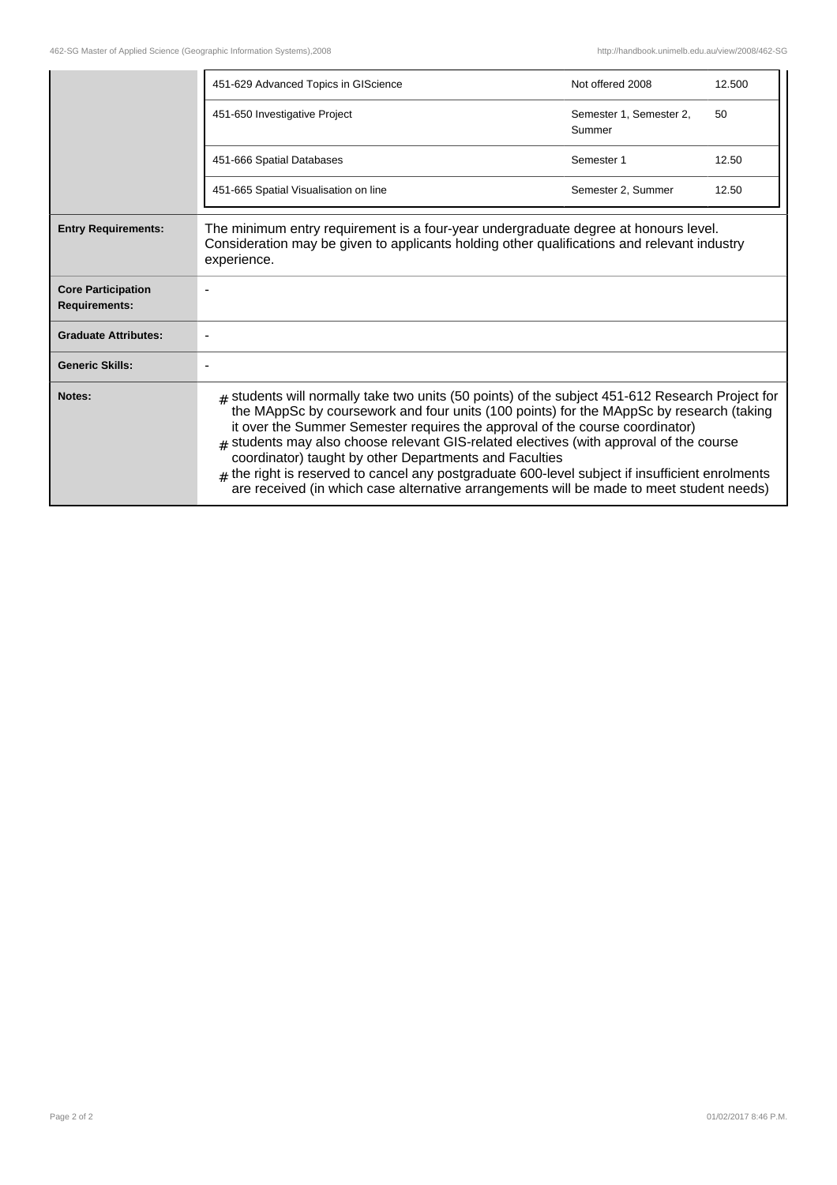| | | | |
|---|---|---|---|
| | 451-629 Advanced Topics in GIScience | Not offered 2008 | 12.500 |
| | 451-650 Investigative Project | Semester 1, Semester 2, Summer | 50 |
| | 451-666 Spatial Databases | Semester 1 | 12.50 |
| | 451-665 Spatial Visualisation on line | Semester 2, Summer | 12.50 |
| **Entry Requirements:** | The minimum entry requirement is a four-year undergraduate degree at honours level. Consideration may be given to applicants holding other qualifications and relevant industry experience. | | |
| **Core Participation Requirements:** | - | | |
| **Graduate Attributes:** | - | | |
| **Generic Skills:** | - | | |
| **Notes:** | # students will normally take two units (50 points) of the subject 451-612 Research Project for the MAppSc by coursework and four units (100 points) for the MAppSc by research (taking it over the Summer Semester requires the approval of the course coordinator)<br># students may also choose relevant GIS-related electives (with approval of the course coordinator) taught by other Departments and Faculties<br># the right is reserved to cancel any postgraduate 600-level subject if insufficient enrolments are received (in which case alternative arrangements will be made to meet student needs) | | |